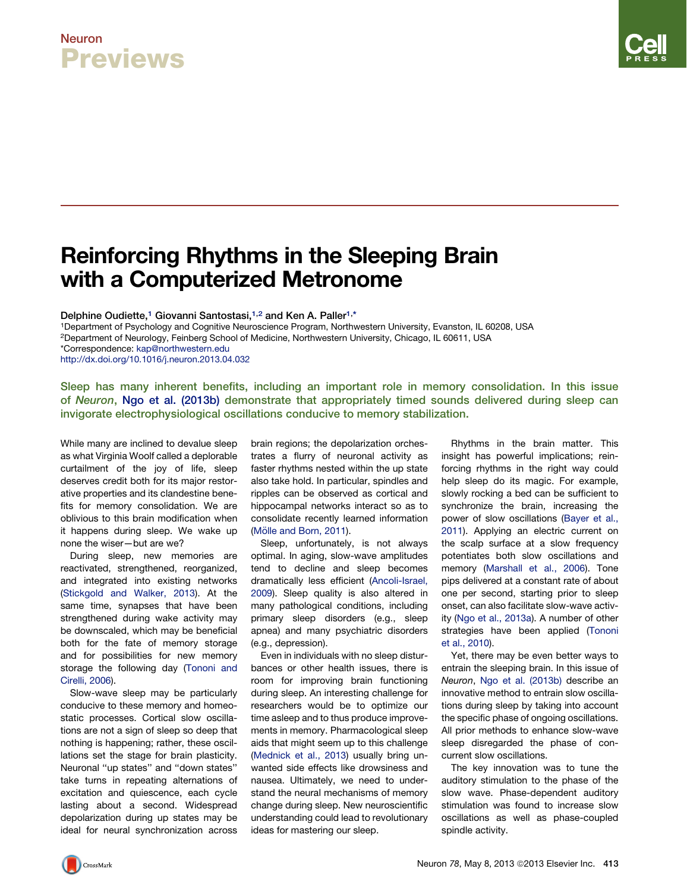# Reinforcing Rhythms in the Sleeping Brain with a Computerized Metronome

**Delphine Oudiette,[1] Giovanni Santostasi,[1,2] and Ken A. Paller[1,*]**

[1]Department of Psychology and Cognitive Neuroscience Program, Northwestern University, Evanston, IL 60208, USA
[2]Department of Neurology, Feinberg School of Medicine, Northwestern University, Chicago, IL 60611, USA
*Correspondence: kap@northwestern.edu
http://dx.doi.org/10.1016/j.neuron.2013.04.032

**Sleep has many inherent benefits, including an important role in memory consolidation. In this issue of *Neuron*, Ngo et al. (2013b) demonstrate that appropriately timed sounds delivered during sleep can invigorate electrophysiological oscillations conducive to memory stabilization.**

While many are inclined to devalue sleep as what Virginia Woolf called a deplorable curtailment of the joy of life, sleep deserves credit both for its major restorative properties and its clandestine benefits for memory consolidation. We are oblivious to this brain modification when it happens during sleep. We wake up none the wiser—but are we?

During sleep, new memories are reactivated, strengthened, reorganized, and integrated into existing networks (Stickgold and Walker, 2013). At the same time, synapses that have been strengthened during wake activity may be downscaled, which may be beneficial both for the fate of memory storage and for possibilities for new memory storage the following day (Tononi and Cirelli, 2006).

Slow-wave sleep may be particularly conducive to these memory and homeostatic processes. Cortical slow oscillations are not a sign of sleep so deep that nothing is happening; rather, these oscillations set the stage for brain plasticity. Neuronal "up states" and "down states" take turns in repeating alternations of excitation and quiescence, each cycle lasting about a second. Widespread depolarization during up states may be ideal for neural synchronization across brain regions; the depolarization orchestrates a flurry of neuronal activity as faster rhythms nested within the up state also take hold. In particular, spindles and ripples can be observed as cortical and hippocampal networks interact so as to consolidate recently learned information (Mölle and Born, 2011).

Sleep, unfortunately, is not always optimal. In aging, slow-wave amplitudes tend to decline and sleep becomes dramatically less efficient (Ancoli-Israel, 2009). Sleep quality is also altered in many pathological conditions, including primary sleep disorders (e.g., sleep apnea) and many psychiatric disorders (e.g., depression).

Even in individuals with no sleep disturbances or other health issues, there is room for improving brain functioning during sleep. An interesting challenge for researchers would be to optimize our time asleep and to thus produce improvements in memory. Pharmacological sleep aids that might seem up to this challenge (Mednick et al., 2013) usually bring unwanted side effects like drowsiness and nausea. Ultimately, we need to understand the neural mechanisms of memory change during sleep. New neuroscientific understanding could lead to revolutionary ideas for mastering our sleep.

Rhythms in the brain matter. This insight has powerful implications; reinforcing rhythms in the right way could help sleep do its magic. For example, slowly rocking a bed can be sufficient to synchronize the brain, increasing the power of slow oscillations (Bayer et al., 2011). Applying an electric current on the scalp surface at a slow frequency potentiates both slow oscillations and memory (Marshall et al., 2006). Tone pips delivered at a constant rate of about one per second, starting prior to sleep onset, can also facilitate slow-wave activity (Ngo et al., 2013a). A number of other strategies have been applied (Tononi et al., 2010).

Yet, there may be even better ways to entrain the sleeping brain. In this issue of *Neuron*, Ngo et al. (2013b) describe an innovative method to entrain slow oscillations during sleep by taking into account the specific phase of ongoing oscillations. All prior methods to enhance slow-wave sleep disregarded the phase of concurrent slow oscillations.

The key innovation was to tune the auditory stimulation to the phase of the slow wave. Phase-dependent auditory stimulation was found to increase slow oscillations as well as phase-coupled spindle activity.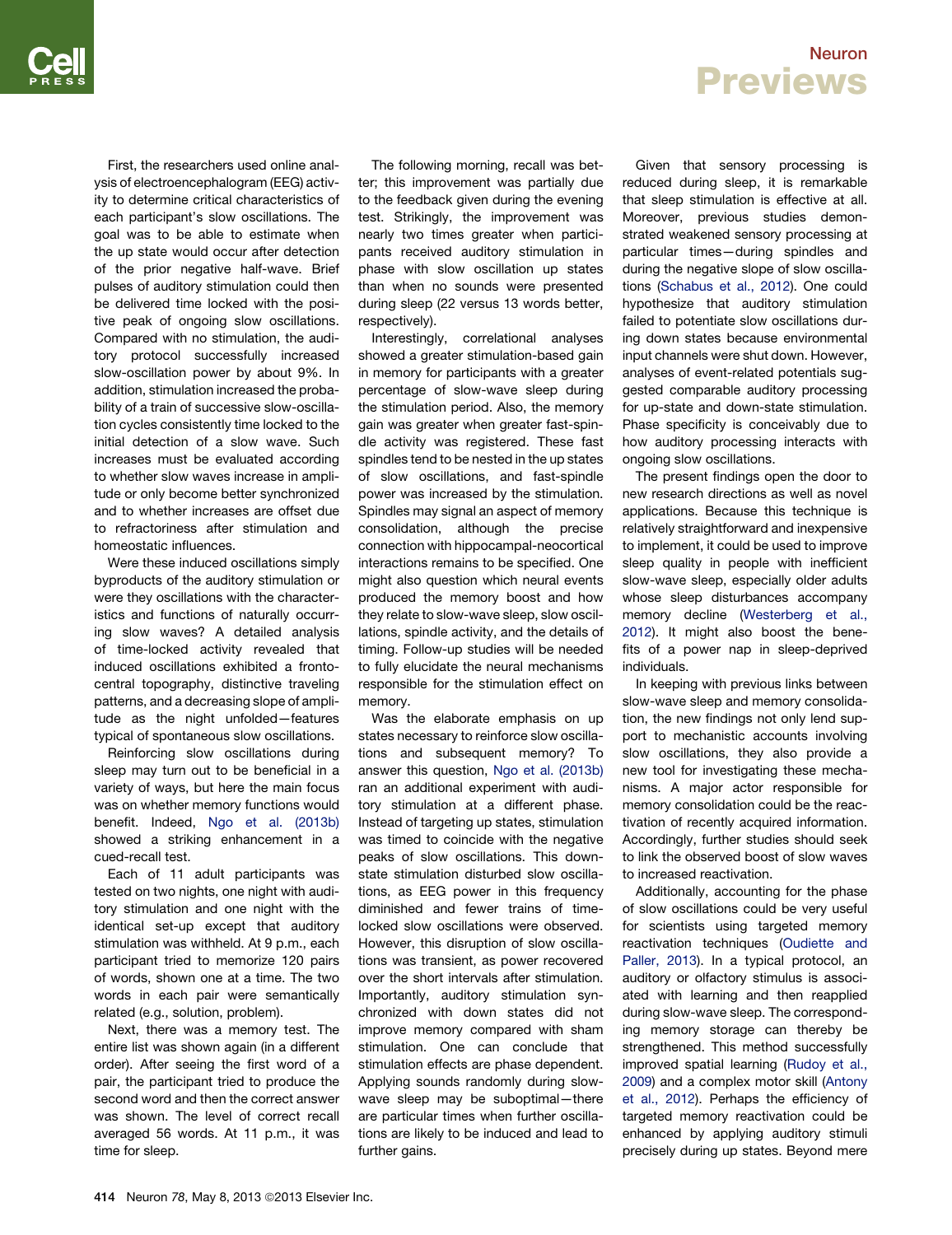First, the researchers used online analysis of electroencephalogram (EEG) activity to determine critical characteristics of each participant's slow oscillations. The goal was to be able to estimate when the up state would occur after detection of the prior negative half-wave. Brief pulses of auditory stimulation could then be delivered time locked with the positive peak of ongoing slow oscillations. Compared with no stimulation, the auditory protocol successfully increased slow-oscillation power by about 9%. In addition, stimulation increased the probability of a train of successive slow-oscillation cycles consistently time locked to the initial detection of a slow wave. Such increases must be evaluated according to whether slow waves increase in amplitude or only become better synchronized and to whether increases are offset due to refractoriness after stimulation and homeostatic influences.

Were these induced oscillations simply byproducts of the auditory stimulation or were they oscillations with the characteristics and functions of naturally occurring slow waves? A detailed analysis of time-locked activity revealed that induced oscillations exhibited a frontocentral topography, distinctive traveling patterns, and a decreasing slope of amplitude as the night unfolded—features typical of spontaneous slow oscillations.

Reinforcing slow oscillations during sleep may turn out to be beneficial in a variety of ways, but here the main focus was on whether memory functions would benefit. Indeed, Ngo et al. (2013b) showed a striking enhancement in a cued-recall test.

Each of 11 adult participants was tested on two nights, one night with auditory stimulation and one night with the identical set-up except that auditory stimulation was withheld. At 9 p.m., each participant tried to memorize 120 pairs of words, shown one at a time. The two words in each pair were semantically related (e.g., solution, problem).

Next, there was a memory test. The entire list was shown again (in a different order). After seeing the first word of a pair, the participant tried to produce the second word and then the correct answer was shown. The level of correct recall averaged 56 words. At 11 p.m., it was time for sleep.

The following morning, recall was better; this improvement was partially due to the feedback given during the evening test. Strikingly, the improvement was nearly two times greater when participants received auditory stimulation in phase with slow oscillation up states than when no sounds were presented during sleep (22 versus 13 words better, respectively).

Interestingly, correlational analyses showed a greater stimulation-based gain in memory for participants with a greater percentage of slow-wave sleep during the stimulation period. Also, the memory gain was greater when greater fast-spindle activity was recorded. These fast spindles tend to be nested in the up states of slow oscillations, and fast-spindle power was increased by the stimulation. Spindles may signal an aspect of memory consolidation, although the precise connection with hippocampal-neocortical interactions remains to be specified. One might also question which neural events produced the memory boost and how they relate to slow-wave sleep, slow oscillations, spindle activity, and the details of timing. Follow-up studies will be needed to fully elucidate the neural mechanisms responsible for the stimulation effect on memory.

Was the elaborate emphasis on up states necessary to reinforce slow oscillations and subsequent memory? To answer this question, Ngo et al. (2013b) ran an additional experiment with auditory stimulation at a different phase. Instead of targeting up states, stimulation was timed to coincide with the negative peaks of slow oscillations. This down-state stimulation disturbed slow oscillations, as EEG power in this frequency diminished and fewer trains of time-locked slow oscillations were observed. However, this disruption of slow oscillations was transient, as power recovered over the short intervals after stimulation. Importantly, auditory stimulation synchronized with down states did not improve memory compared with sham stimulation. One can conclude that stimulation effects are phase dependent. Applying sounds randomly during slow-wave sleep may be suboptimal—there are particular times when further oscillations are likely to be induced and lead to further gains.

Given that sensory processing is reduced during sleep, it is remarkable that sleep stimulation is effective at all. Moreover, previous studies demonstrated weakened sensory processing at particular times—during spindles and during the negative slope of slow oscillations (Schabus et al., 2012). One could hypothesize that auditory stimulation failed to potentiate slow oscillations during down states because environmental input channels were shut down. However, analyses of event-related potentials suggested comparable auditory processing for up-state and down-state stimulation. Phase specificity is conceivably due to how auditory processing interacts with ongoing slow oscillations.

The present findings open the door to new research directions as well as novel applications. Because this technique is relatively straightforward and inexpensive to implement, it could be used to improve sleep quality in people with inefficient slow-wave sleep, especially older adults whose sleep disturbances accompany memory decline (Westerberg et al., 2012). It might also boost the benefits of a power nap in sleep-deprived individuals.

In keeping with previous links between slow-wave sleep and memory consolidation, the new findings not only lend support to mechanistic accounts involving slow oscillations, they also provide a new tool for investigating these mechanisms. A major actor responsible for memory consolidation could be the reactivation of recently acquired information. Accordingly, further studies should seek to link the observed boost of slow waves to increased reactivation.

Additionally, accounting for the phase of slow oscillations could be very useful for scientists using targeted memory reactivation techniques (Oudiette and Paller, 2013). In a typical protocol, an auditory or olfactory stimulus is associated with learning and then reapplied during slow-wave sleep. The corresponding memory storage can thereby be strengthened. This method successfully improved spatial learning (Rudoy et al., 2009) and a complex motor skill (Antony et al., 2012). Perhaps the efficiency of targeted memory reactivation could be enhanced by applying auditory stimuli precisely during up states. Beyond mere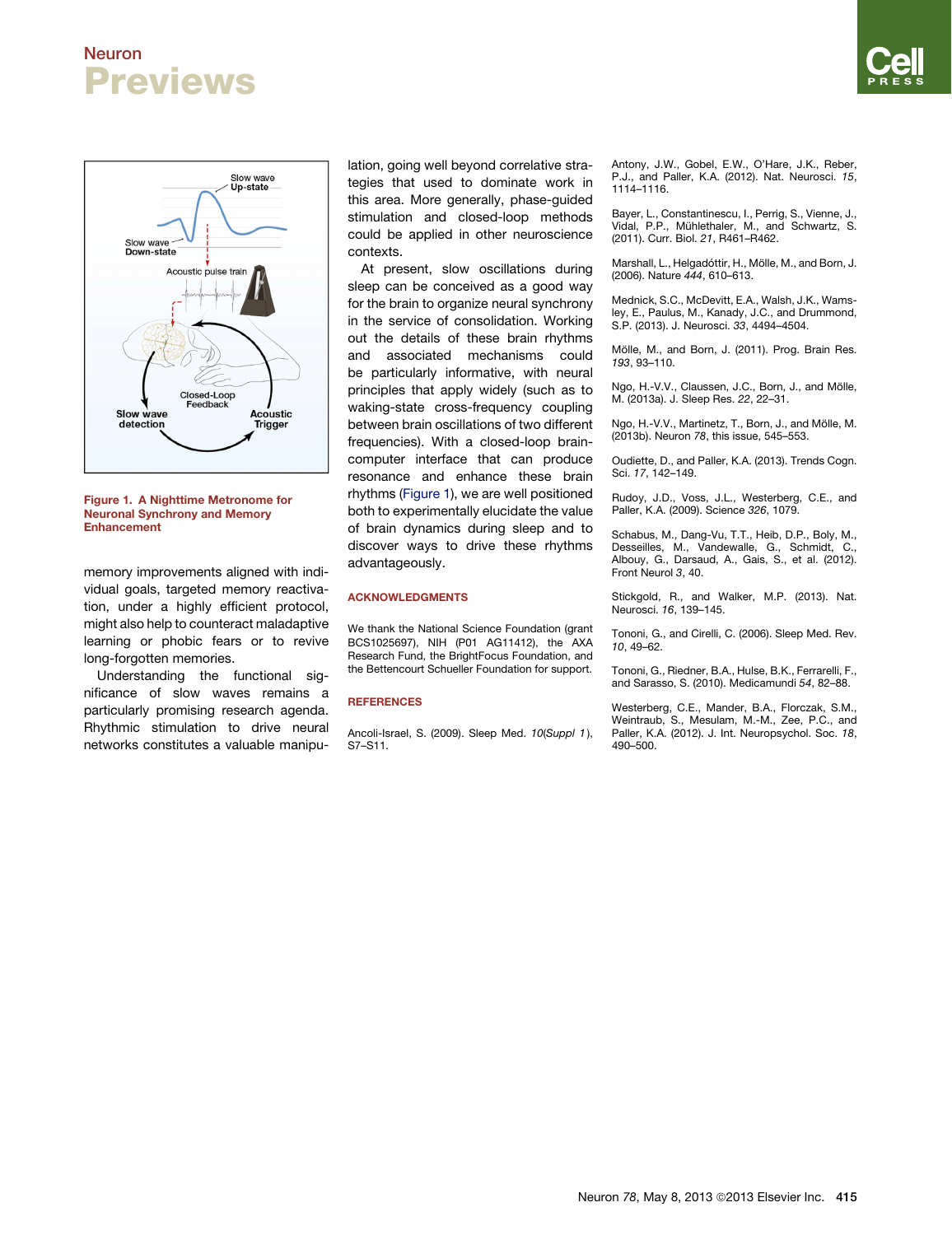Slow wave
Up-state

Slow wave
Down-state

Acoustic pulse train

Closed-Loop
Feedback

Slow wave
detection

Acoustic
Trigger

**Figure 1. A Nighttime Metronome for Neuronal Synchrony and Memory Enhancement**

memory improvements aligned with individual goals, targeted memory reactivation, under a highly efficient protocol, might also help to counteract maladaptive learning or phobic fears or to revive long-forgotten memories.

Understanding the functional significance of slow waves remains a particularly promising research agenda. Rhythmic stimulation to drive neural networks constitutes a valuable manipulation, going well beyond correlative strategies that used to dominate work in this area. More generally, phase-guided stimulation and closed-loop methods could be applied in other neuroscience contexts.

At present, slow oscillations during sleep can be conceived as a good way for the brain to organize neural synchrony in the service of consolidation. Working out the details of these brain rhythms and associated mechanisms could be particularly informative, with neural principles that apply widely (such as to waking-state cross-frequency coupling between brain oscillations of two different frequencies). With a closed-loop brain-computer interface that can produce resonance and enhance these brain rhythms (Figure 1), we are well positioned both to experimentally elucidate the value of brain dynamics during sleep and to discover ways to drive these rhythms advantageously.

## ACKNOWLEDGMENTS

We thank the National Science Foundation (grant BCS1025697), NIH (P01 AG11412), the AXA Research Fund, the BrightFocus Foundation, and the Bettencourt Schueller Foundation for support.

## REFERENCES

Ancoli-Israel, S. (2009). Sleep Med. *10*(*Suppl 1*), S7–S11.

Antony, J.W., Gobel, E.W., O'Hare, J.K., Reber, P.J., and Paller, K.A. (2012). Nat. Neurosci. *15*, 1114–1116.

Bayer, L., Constantinescu, I., Perrig, S., Vienne, J., Vidal, P.P., Mühlethaler, M., and Schwartz, S. (2011). Curr. Biol. *21*, R461–R462.

Marshall, L., Helgadóttir, H., Mölle, M., and Born, J. (2006). Nature *444*, 610–613.

Mednick, S.C., McDevitt, E.A., Walsh, J.K., Wamsley, E., Paulus, M., Kanady, J.C., and Drummond, S.P. (2013). J. Neurosci. *33*, 4494–4504.

Mölle, M., and Born, J. (2011). Prog. Brain Res. *193*, 93–110.

Ngo, H.-V.V., Claussen, J.C., Born, J., and Mölle, M. (2013a). J. Sleep Res. *22*, 22–31.

Ngo, H.-V.V., Martinetz, T., Born, J., and Mölle, M. (2013b). Neuron *78*, this issue, 545–553.

Oudiette, D., and Paller, K.A. (2013). Trends Cogn. Sci. *17*, 142–149.

Rudoy, J.D., Voss, J.L., Westerberg, C.E., and Paller, K.A. (2009). Science *326*, 1079.

Schabus, M., Dang-Vu, T.T., Heib, D.P., Boly, M., Desseilles, M., Vandewalle, G., Schmidt, C., Albouy, G., Darsaud, A., Gais, S., et al. (2012). Front Neurol *3*, 40.

Stickgold, R., and Walker, M.P. (2013). Nat. Neurosci. *16*, 139–145.

Tononi, G., and Cirelli, C. (2006). Sleep Med. Rev. *10*, 49–62.

Tononi, G., Riedner, B.A., Hulse, B.K., Ferrarelli, F., and Sarasso, S. (2010). Medicamundi *54*, 82–88.

Westerberg, C.E., Mander, B.A., Florczak, S.M., Weintraub, S., Mesulam, M.-M., Zee, P.C., and Paller, K.A. (2012). J. Int. Neuropsychol. Soc. *18*, 490–500.